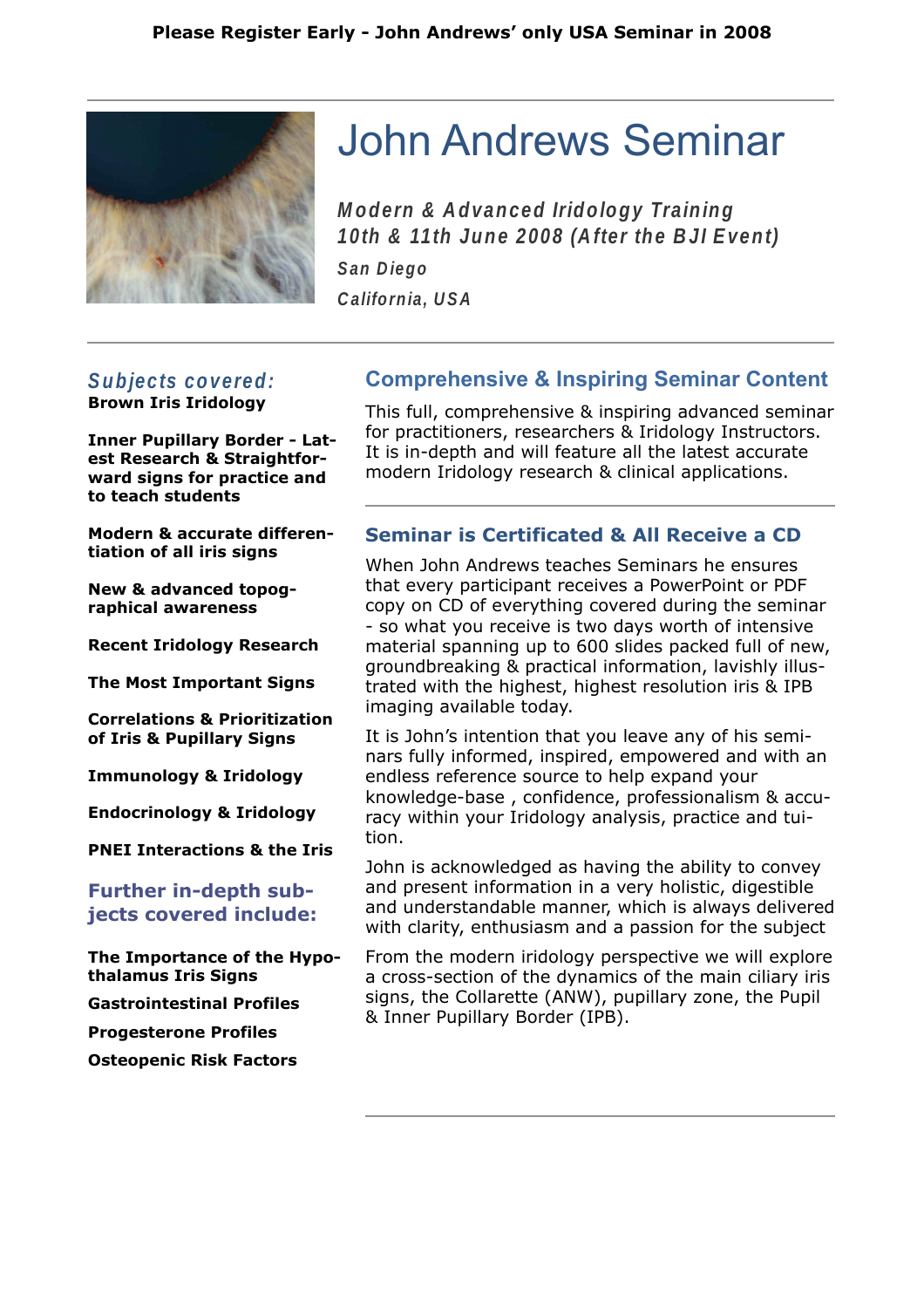**Please Register Early - John Andrews' only USA Seminar in 2008**

# John Andrews Seminar

***Modern & Advanced Iridology Training***
***10th & 11th June 2008 (After the BJI Event)***
***San Diego***
***California, USA***

### *Subjects covered:*

**Brown Iris Iridology**

**Inner Pupillary Border - Latest Research & Straightforward signs for practice and to teach students**

**Modern & accurate differentiation of all iris signs**

**New & advanced topographical awareness**

**Recent Iridology Research**

**The Most Important Signs**

**Correlations & Prioritization of Iris & Pupillary Signs**

**Immunology & Iridology**

**Endocrinology & Iridology**

**PNEI Interactions & the Iris**

### Further in-depth subjects covered include:

**The Importance of the Hypothalamus Iris Signs**

**Gastrointestinal Profiles**

**Progesterone Profiles**

**Osteopenic Risk Factors**

## Comprehensive & Inspiring Seminar Content

This full, comprehensive & inspiring advanced seminar for practitioners, researchers & Iridology Instructors. It is in-depth and will feature all the latest accurate modern Iridology research & clinical applications.

## Seminar is Certificated & All Receive a CD

When John Andrews teaches Seminars he ensures that every participant receives a PowerPoint or PDF copy on CD of everything covered during the seminar - so what you receive is two days worth of intensive material spanning up to 600 slides packed full of new, groundbreaking & practical information, lavishly illustrated with the highest, highest resolution iris & IPB imaging available today.

It is John's intention that you leave any of his seminars fully informed, inspired, empowered and with an endless reference source to help expand your knowledge-base , confidence, professionalism & accuracy within your Iridology analysis, practice and tuition.

John is acknowledged as having the ability to convey and present information in a very holistic, digestible and understandable manner, which is always delivered with clarity, enthusiasm and a passion for the subject

From the modern iridology perspective we will explore a cross-section of the dynamics of the main ciliary iris signs, the Collarette (ANW), pupillary zone, the Pupil & Inner Pupillary Border (IPB).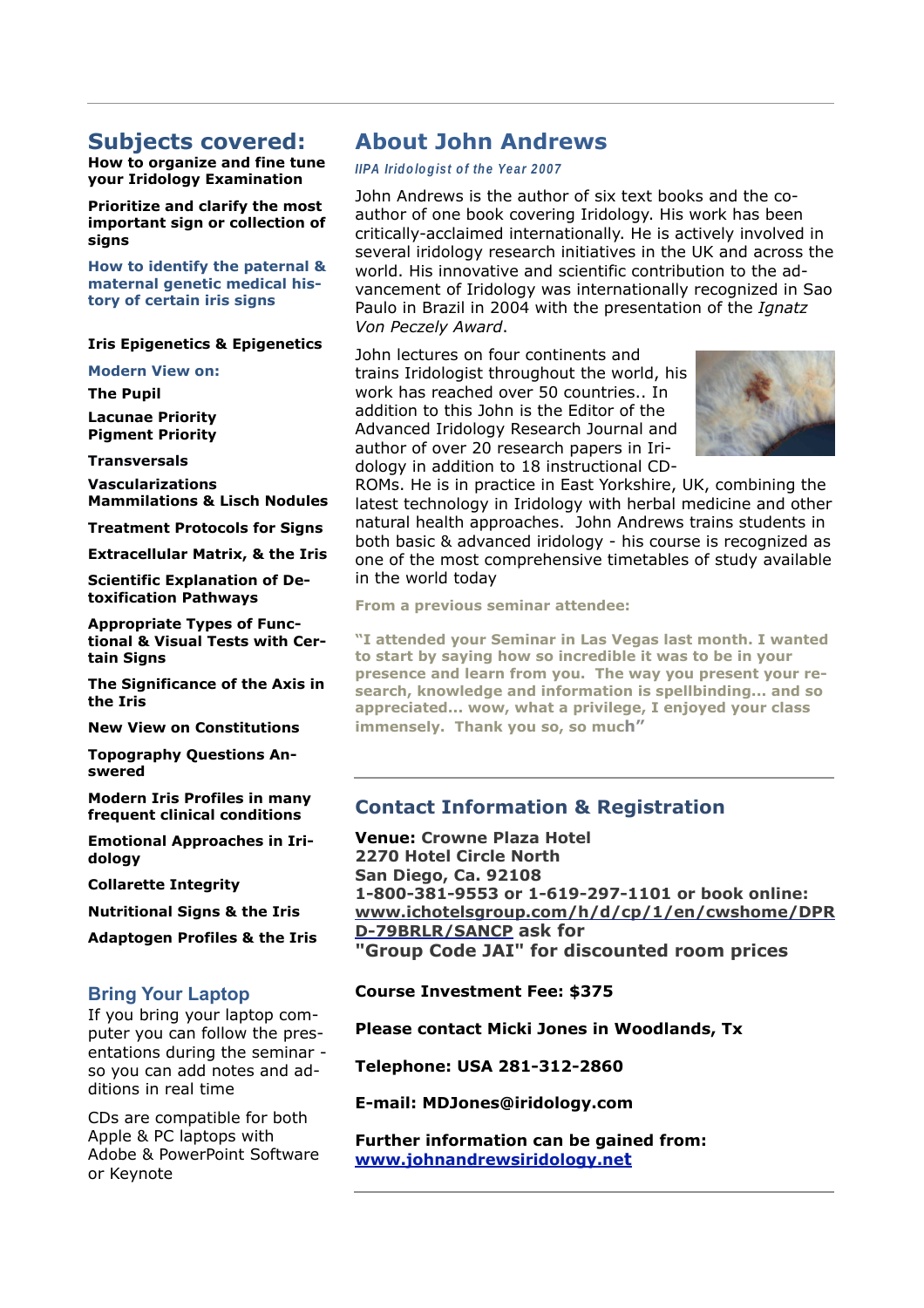## Subjects covered:

**How to organize and fine tune your Iridology Examination**

**Prioritize and clarify the most important sign or collection of signs**

**How to identify the paternal & maternal genetic medical history of certain iris signs**

**Iris Epigenetics & Epigenetics**

**Modern View on:**

**The Pupil**

**Lacunae Priority**
**Pigment Priority**

**Transversals**

**Vascularizations**
**Mammilations & Lisch Nodules**

**Treatment Protocols for Signs**

**Extracellular Matrix, & the Iris**

**Scientific Explanation of Detoxification Pathways**

**Appropriate Types of Functional & Visual Tests with Certain Signs**

**The Significance of the Axis in the Iris**

**New View on Constitutions**

**Topography Questions Answered**

**Modern Iris Profiles in many frequent clinical conditions**

**Emotional Approaches in Iridology**

**Collarette Integrity**

**Nutritional Signs & the Iris**

**Adaptogen Profiles & the Iris**

### Bring Your Laptop

If you bring your laptop computer you can follow the presentations during the seminar - so you can add notes and additions in real time

CDs are compatible for both Apple & PC laptops with Adobe & PowerPoint Software or Keynote

## About John Andrews

*IIPA Iridologist of the Year 2007*

John Andrews is the author of six text books and the co-author of one book covering Iridology. His work has been critically-acclaimed internationally. He is actively involved in several iridology research initiatives in the UK and across the world. His innovative and scientific contribution to the advancement of Iridology was internationally recognized in Sao Paulo in Brazil in 2004 with the presentation of the *Ignatz Von Peczely Award*.

John lectures on four continents and trains Iridologist throughout the world, his work has reached over 50 countries.. In addition to this John is the Editor of the Advanced Iridology Research Journal and author of over 20 research papers in Iridology in addition to 18 instructional CD-ROMs. He is in practice in East Yorkshire, UK, combining the latest technology in Iridology with herbal medicine and other natural health approaches. John Andrews trains students in both basic & advanced iridology - his course is recognized as one of the most comprehensive timetables of study available in the world today

**From a previous seminar attendee:**

**"I attended your Seminar in Las Vegas last month. I wanted to start by saying how so incredible it was to be in your presence and learn from you. The way you present your research, knowledge and information is spellbinding... and so appreciated... wow, what a privilege, I enjoyed your class immensely. Thank you so, so much"**

## Contact Information & Registration

**Venue: Crowne Plaza Hotel**
**2270 Hotel Circle North**
**San Diego, Ca. 92108**
**1-800-381-9553 or 1-619-297-1101 or book online: www.ichotelsgroup.com/h/d/cp/1/en/cwshome/DPRD-79BRLR/SANCP ask for "Group Code JAI" for discounted room prices**

**Course Investment Fee: $375**

**Please contact Micki Jones in Woodlands, Tx**

**Telephone: USA 281-312-2860**

**E-mail: MDJones@iridology.com**

**Further information can be gained from:**
**www.johnandrewsiridology.net**